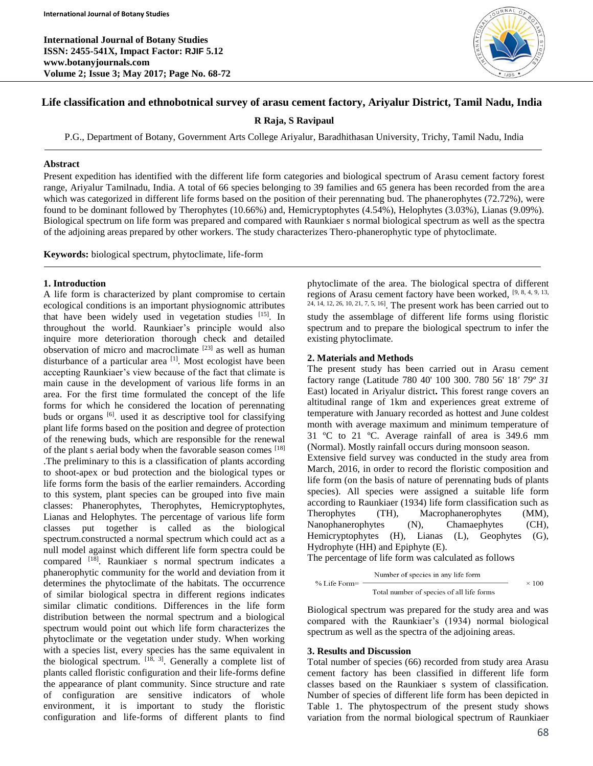# Life classification and ethnobotnical survey of arasu cement factory, Ariyalur District, Tamil Nadu, India

**R Raja, S Ravipaul**

P.G., Department of Botany, Government Arts College Ariyalur, Baradhithasan University, Trichy, Tamil Nadu, India

---

**Abstract**

Present expedition has identified with the different life form categories and biological spectrum of Arasu cement factory forest range, Ariyalur Tamilnadu, India. A total of 66 species belonging to 39 families and 65 genera has been recorded from the area which was categorized in different life forms based on the position of their perennating bud. The phanerophytes (72.72%), were found to be dominant followed by Therophytes (10.66%) and, Hemicryptophytes (4.54%), Helophytes (3.03%), Lianas (9.09%). Biological spectrum on life form was prepared and compared with Raunkiaer s normal biological spectrum as well as the spectra of the adjoining areas prepared by other workers. The study characterizes Thero-phanerophytic type of phytoclimate.

**Keywords:** biological spectrum, phytoclimate, life-form

---

## 1. Introduction

A life form is characterized by plant compromise to certain ecological conditions is an important physiognomic attributes that have been widely used in vegetation studies [15]. In throughout the world. Raunkiaer's principle would also inquire more deterioration thorough check and detailed observation of micro and macroclimate [23] as well as human disturbance of a particular area [1]. Most ecologist have been accepting Raunkiaer's view because of the fact that climate is main cause in the development of various life forms in an area. For the first time formulated the concept of the life forms for which he considered the location of perennating buds or organs [6]. used it as descriptive tool for classifying plant life forms based on the position and degree of protection of the renewing buds, which are responsible for the renewal of the plant s aerial body when the favorable season comes [18] .The preliminary to this is a classification of plants according to shoot-apex or bud protection and the biological types or life forms form the basis of the earlier remainders. According to this system, plant species can be grouped into five main classes: Phanerophytes, Therophytes, Hemicryptophytes, Lianas and Helophytes. The percentage of various life form classes put together is called as the biological spectrum.constructed a normal spectrum which could act as a null model against which different life form spectra could be compared [18]. Raunkiaer s normal spectrum indicates a phanerophytic community for the world and deviation from it determines the phytoclimate of the habitats. The occurrence of similar biological spectra in different regions indicates similar climatic conditions. Differences in the life form distribution between the normal spectrum and a biological spectrum would point out which life form characterizes the phytoclimate or the vegetation under study. When working with a species list, every species has the same equivalent in the biological spectrum. [18, 3]. Generally a complete list of plants called floristic configuration and their life-forms define the appearance of plant community. Since structure and rate of configuration are sensitive indicators of whole environment, it is important to study the floristic configuration and life-forms of different plants to find phytoclimate of the area. The biological spectra of different regions of Arasu cement factory have been worked, [9, 8, 4, 9, 13, 24, 14, 12, 26, 10, 21, 7, 5, 16]. The present work has been carried out to study the assemblage of different life forms using floristic spectrum and to prepare the biological spectrum to infer the existing phytoclimate.

## 2. Materials and Methods

The present study has been carried out in Arasu cement factory range (Latitude 780 40' 100 300. 780 56' 18*' 79º 31* East) located in Ariyalur district**.** This forest range covers an altitudinal range of 1km and experiences great extreme of temperature with January recorded as hottest and June coldest month with average maximum and minimum temperature of 31 ºC to 21 ºC. Average rainfall of area is 349.6 mm (Normal). Mostly rainfall occurs during monsoon season.

Extensive field survey was conducted in the study area from March, 2016, in order to record the floristic composition and life form (on the basis of nature of perennating buds of plants species). All species were assigned a suitable life form according to Raunkiaer (1934) life form classification such as Therophytes (TH), Macrophanerophytes (MM), Nanophanerophytes (N), Chamaephytes (CH), Hemicryptophytes (H), Lianas (L), Geophytes (G), Hydrophyte (HH) and Epiphyte (E).

The percentage of life form was calculated as follows

$$\% \text{ Life Form} = \frac{\text{Number of species in any life form}}{\text{Total number of species of all life forms}} \times 100$$

Biological spectrum was prepared for the study area and was compared with the Raunkiaer's (1934) normal biological spectrum as well as the spectra of the adjoining areas.

## 3. Results and Discussion

Total number of species (66) recorded from study area Arasu cement factory has been classified in different life form classes based on the Raunkiaer s system of classification. Number of species of different life form has been depicted in Table 1. The phytospectrum of the present study shows variation from the normal biological spectrum of Raunkiaer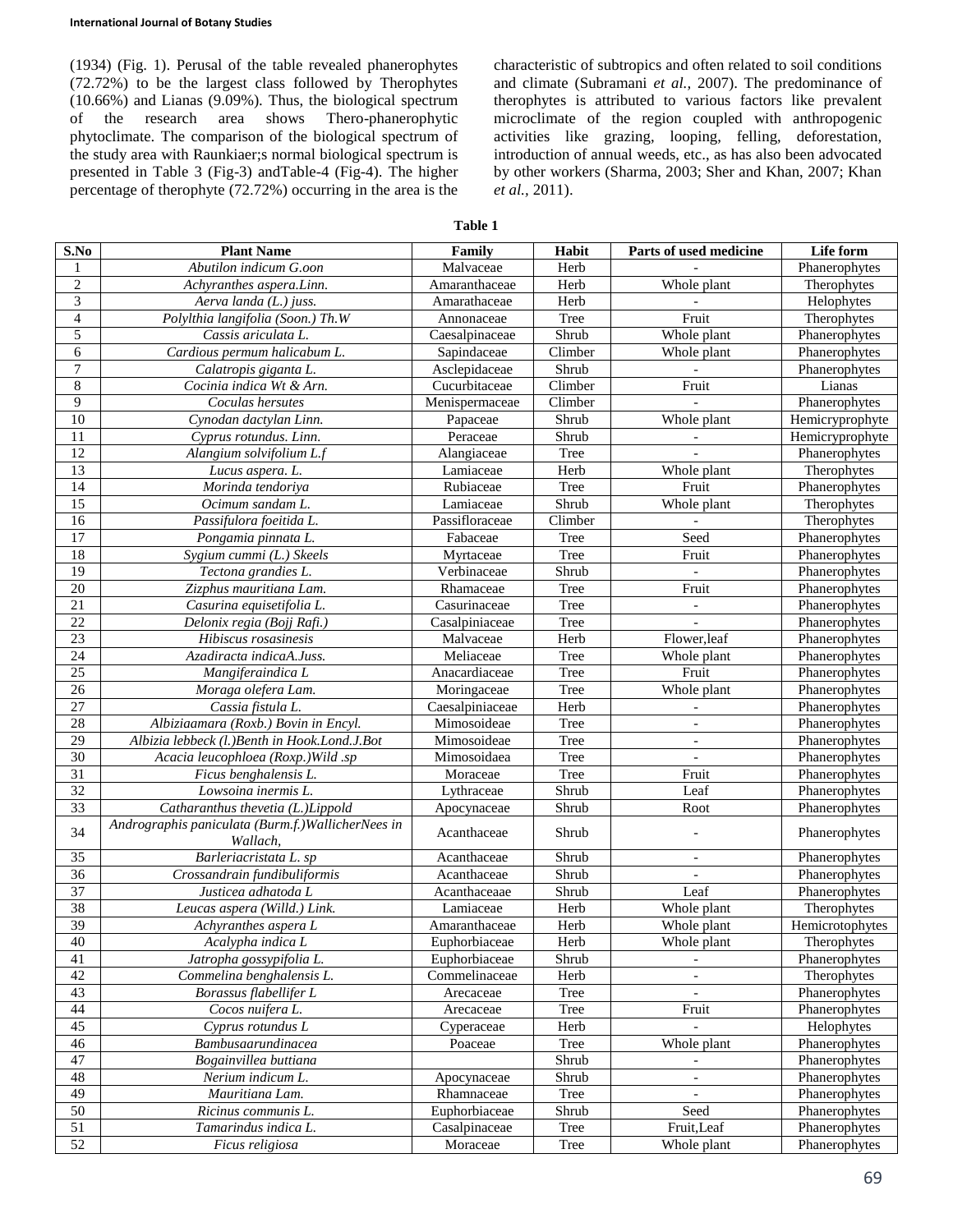(1934) (Fig. 1). Perusal of the table revealed phanerophytes (72.72%) to be the largest class followed by Therophytes (10.66%) and Lianas (9.09%). Thus, the biological spectrum of the research area shows Thero-phanerophytic phytoclimate. The comparison of the biological spectrum of the study area with Raunkiaer;s normal biological spectrum is presented in Table 3 (Fig-3) andTable-4 (Fig-4). The higher percentage of therophyte (72.72%) occurring in the area is the characteristic of subtropics and often related to soil conditions and climate (Subramani *et al.,* 2007). The predominance of therophytes is attributed to various factors like prevalent microclimate of the region coupled with anthropogenic activities like grazing, looping, felling, deforestation, introduction of annual weeds, etc., as has also been advocated by other workers (Sharma, 2003; Sher and Khan, 2007; Khan *et al.,* 2011).

**Table 1**

| S.No | Plant Name | Family | Habit | Parts of used medicine | Life form |
|---|---|---|---|---|---|
| 1 | *Abutilon indicum G.oon* | Malvaceae | Herb | - | Phanerophytes |
| 2 | *Achyranthes aspera.Linn.* | Amaranthaceae | Herb | Whole plant | Therophytes |
| 3 | *Aerva landa (L.) juss.* | Amarathaceae | Herb | - | Helophytes |
| 4 | *Polylthia langifolia (Soon.) Th.W* | Annonaceae | Tree | Fruit | Therophytes |
| 5 | *Cassis ariculata L.* | Caesalpinaceae | Shrub | Whole plant | Phanerophytes |
| 6 | *Cardious permum halicabum L.* | Sapindaceae | Climber | Whole plant | Phanerophytes |
| 7 | *Calatropis giganta L.* | Asclepidaceae | Shrub | - | Phanerophytes |
| 8 | *Cocinia indica Wt & Arn.* | Cucurbitaceae | Climber | Fruit | Lianas |
| 9 | *Coculas hersutes* | Menispermaceae | Climber | - | Phanerophytes |
| 10 | *Cynodan dactylan Linn.* | Papaceae | Shrub | Whole plant | Hemicryprophyte |
| 11 | *Cyprus rotundus. Linn.* | Peraceae | Shrub | - | Hemicryprophyte |
| 12 | *Alangium solvifolium L.f* | Alangiaceae | Tree | - | Phanerophytes |
| 13 | *Lucus aspera. L.* | Lamiaceae | Herb | Whole plant | Therophytes |
| 14 | *Morinda tendoriya* | Rubiaceae | Tree | Fruit | Phanerophytes |
| 15 | *Ocimum sandam L.* | Lamiaceae | Shrub | Whole plant | Therophytes |
| 16 | *Passifulora foeitida L.* | Passifloraceae | Climber | - | Therophytes |
| 17 | *Pongamia pinnata L.* | Fabaceae | Tree | Seed | Phanerophytes |
| 18 | *Sygium cummi (L.) Skeels* | Myrtaceae | Tree | Fruit | Phanerophytes |
| 19 | *Tectona grandies L.* | Verbinaceae | Shrub | - | Phanerophytes |
| 20 | *Zizphus mauritiana Lam.* | Rhamaceae | Tree | Fruit | Phanerophytes |
| 21 | *Casurina equisetifolia L.* | Casurinaceae | Tree | - | Phanerophytes |
| 22 | *Delonix regia (Bojj Rafi.)* | Casalpiniaceae | Tree | - | Phanerophytes |
| 23 | *Hibiscus rosasinesis* | Malvaceae | Herb | Flower,leaf | Phanerophytes |
| 24 | *Azadiracta indicaA.Juss.* | Meliaceae | Tree | Whole plant | Phanerophytes |
| 25 | *Mangiferaindica L* | Anacardiaceae | Tree | Fruit | Phanerophytes |
| 26 | *Moraga olefera Lam.* | Moringaceae | Tree | Whole plant | Phanerophytes |
| 27 | *Cassia fistula L.* | Caesalpiniaceae | Herb | - | Phanerophytes |
| 28 | *Albiziaamara (Roxb.) Bovin in Encyl.* | Mimosoideae | Tree | - | Phanerophytes |
| 29 | *Albizia lebbeck (l.)Benth in Hook.Lond.J.Bot* | Mimosoideae | Tree | - | Phanerophytes |
| 30 | *Acacia leucophloea (Roxp.)Wild .sp* | Mimosoidaea | Tree | - | Phanerophytes |
| 31 | *Ficus benghalensis L.* | Moraceae | Tree | Fruit | Phanerophytes |
| 32 | *Lowsoina inermis L.* | Lythraceae | Shrub | Leaf | Phanerophytes |
| 33 | *Catharanthus thevetia (L.)Lippold* | Apocynaceae | Shrub | Root | Phanerophytes |
| 34 | *Andrographis paniculata (Burm.f.)WallicherNees in Wallach,* | Acanthaceae | Shrub | - | Phanerophytes |
| 35 | *Barleriacristata L. sp* | Acanthaceae | Shrub | - | Phanerophytes |
| 36 | *Crossandrain fundibuliformis* | Acanthaceae | Shrub | - | Phanerophytes |
| 37 | *Justicea adhatoda L* | Acanthaceaae | Shrub | Leaf | Phanerophytes |
| 38 | *Leucas aspera (Willd.) Link.* | Lamiaceae | Herb | Whole plant | Therophytes |
| 39 | *Achyranthes aspera L* | Amaranthaceae | Herb | Whole plant | Hemicrotophytes |
| 40 | *Acalypha indica L* | Euphorbiaceae | Herb | Whole plant | Therophytes |
| 41 | *Jatropha gossypifolia L.* | Euphorbiaceae | Shrub | - | Phanerophytes |
| 42 | *Commelina benghalensis L.* | Commelinaceae | Herb | - | Therophytes |
| 43 | *Borassus flabellifer L* | Arecaceae | Tree | - | Phanerophytes |
| 44 | *Cocos nuifera L.* | Arecaceae | Tree | Fruit | Phanerophytes |
| 45 | *Cyprus rotundus L* | Cyperaceae | Herb | - | Helophytes |
| 46 | *Bambusaarundinacea* | Poaceae | Tree | Whole plant | Phanerophytes |
| 47 | *Bogainvillea buttiana* | | Shrub | - | Phanerophytes |
| 48 | *Nerium indicum L.* | Apocynaceae | Shrub | - | Phanerophytes |
| 49 | *Mauritiana Lam.* | Rhamnaceae | Tree | - | Phanerophytes |
| 50 | *Ricinus communis L.* | Euphorbiaceae | Shrub | Seed | Phanerophytes |
| 51 | *Tamarindus indica L.* | Casalpinaceae | Tree | Fruit,Leaf | Phanerophytes |
| 52 | *Ficus religiosa* | Moraceae | Tree | Whole plant | Phanerophytes |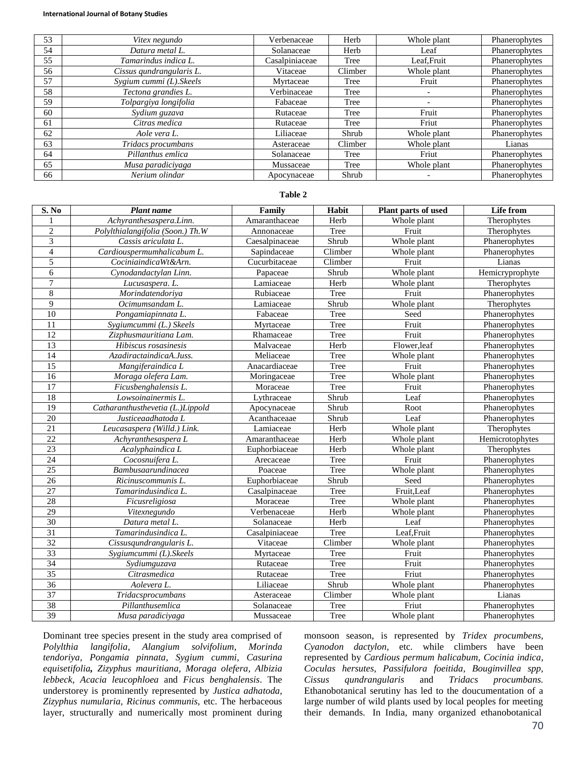| 53 | *Vitex negundo* | Verbenaceae | Herb | Whole plant | Phanerophytes |
|---|---|---|---|---|---|
| 54 | *Datura metal L.* | Solanaceae | Herb | Leaf | Phanerophytes |
| 55 | *Tamarindus indica L.* | Casalpiniaceae | Tree | Leaf,Fruit | Phanerophytes |
| 56 | *Cissus qundrangularis L.* | Vitaceae | Climber | Whole plant | Phanerophytes |
| 57 | *Sygium cummi (L).Skeels* | Myrtaceae | Tree | Fruit | Phanerophytes |
| 58 | *Tectona grandies L.* | Verbinaceae | Tree | - | Phanerophytes |
| 59 | *Tolpargiya longifolia* | Fabaceae | Tree | - | Phanerophytes |
| 60 | *Sydium guzava* | Rutaceae | Tree | Fruit | Phanerophytes |
| 61 | *Citras medica* | Rutaceae | Tree | Friut | Phanerophytes |
| 62 | *Aole vera L.* | Liliaceae | Shrub | Whole plant | Phanerophytes |
| 63 | *Tridacs procumbans* | Asteraceae | Climber | Whole plant | Lianas |
| 64 | *Pillanthus emlica* | Solanaceae | Tree | Friut | Phanerophytes |
| 65 | *Musa paradiciyaga* | Mussaceae | Tree | Whole plant | Phanerophytes |
| 66 | *Nerium olindar* | Apocynaceae | Shrub | - | Phanerophytes |

**Table 2**

| S. No | *Plant name* | Family | Habit | Plant parts of used | Life from |
|---|---|---|---|---|---|
| 1 | *Achyranthesaspera.Linn.* | Amaranthaceae | Herb | Whole plant | Therophytes |
| 2 | *Polylthialangifolia (Soon.) Th.W* | Annonaceae | Tree | Fruit | Therophytes |
| 3 | *Cassis ariculata L.* | Caesalpinaceae | Shrub | Whole plant | Phanerophytes |
| 4 | *Cardiouspermumhalicabum L.* | Sapindaceae | Climber | Whole plant | Phanerophytes |
| 5 | *CociniaindicaWt&Arn.* | Cucurbitaceae | Climber | Fruit | Lianas |
| 6 | *Cynodandactylan Linn.* | Papaceae | Shrub | Whole plant | Hemicryprophyte |
| 7 | *Lucusaspera. L.* | Lamiaceae | Herb | Whole plant | Therophytes |
| 8 | *Morindatendoriya* | Rubiaceae | Tree | Fruit | Phanerophytes |
| 9 | *Ocimumsandam L.* | Lamiaceae | Shrub | Whole plant | Therophytes |
| 10 | *Pongamiapinnata L.* | Fabaceae | Tree | Seed | Phanerophytes |
| 11 | *Sygiumcummi (L.) Skeels* | Myrtaceae | Tree | Fruit | Phanerophytes |
| 12 | *Zizphusmauritiana Lam.* | Rhamaceae | Tree | Fruit | Phanerophytes |
| 13 | *Hibiscus rosasinesis* | Malvaceae | Herb | Flower,leaf | Phanerophytes |
| 14 | *AzadiractaindicaA.Juss.* | Meliaceae | Tree | Whole plant | Phanerophytes |
| 15 | *Mangiferaindica L* | Anacardiaceae | Tree | Fruit | Phanerophytes |
| 16 | *Moraga olefera Lam.* | Moringaceae | Tree | Whole plant | Phanerophytes |
| 17 | *Ficusbenghalensis L.* | Moraceae | Tree | Fruit | Phanerophytes |
| 18 | *Lowsoinainermis L.* | Lythraceae | Shrub | Leaf | Phanerophytes |
| 19 | *Catharanthusthevetia (L.)Lippold* | Apocynaceae | Shrub | Root | Phanerophytes |
| 20 | *Justiceaadhatoda L* | Acanthaceaae | Shrub | Leaf | Phanerophytes |
| 21 | *Leucasaspera (Willd.) Link.* | Lamiaceae | Herb | Whole plant | Therophytes |
| 22 | *Achyranthesaspera L* | Amaranthaceae | Herb | Whole plant | Hemicrotophytes |
| 23 | *Acalyphaindica L* | Euphorbiaceae | Herb | Whole plant | Therophytes |
| 24 | *Cocosnuifera L.* | Arecaceae | Tree | Fruit | Phanerophytes |
| 25 | *Bambusaarundinacea* | Poaceae | Tree | Whole plant | Phanerophytes |
| 26 | *Ricinuscommunis L.* | Euphorbiaceae | Shrub | Seed | Phanerophytes |
| 27 | *Tamarindusindica L.* | Casalpinaceae | Tree | Fruit,Leaf | Phanerophytes |
| 28 | *Ficusreligiosa* | Moraceae | Tree | Whole plant | Phanerophytes |
| 29 | *Vitexnegundo* | Verbenaceae | Herb | Whole plant | Phanerophytes |
| 30 | *Datura metal L.* | Solanaceae | Herb | Leaf | Phanerophytes |
| 31 | *Tamarindusindica L.* | Casalpiniaceae | Tree | Leaf,Fruit | Phanerophytes |
| 32 | *Cissusqundrangularis L.* | Vitaceae | Climber | Whole plant | Phanerophytes |
| 33 | *Sygiumcummi (L).Skeels* | Myrtaceae | Tree | Fruit | Phanerophytes |
| 34 | *Sydiumguzava* | Rutaceae | Tree | Fruit | Phanerophytes |
| 35 | *Citrasmedica* | Rutaceae | Tree | Friut | Phanerophytes |
| 36 | *Aolevera L.* | Liliaceae | Shrub | Whole plant | Phanerophytes |
| 37 | *Tridacsprocumbans* | Asteraceae | Climber | Whole plant | Lianas |
| 38 | *Pillanthusemlica* | Solanaceae | Tree | Friut | Phanerophytes |
| 39 | *Musa paradiciyaga* | Mussaceae | Tree | Whole plant | Phanerophytes |

Dominant tree species present in the study area comprised of *Polylthia langifolia, Alangium solvifolium, Morinda tendoriya, Pongamia pinnata, Sygium cummi, Casurina equisetifolia,* ***Zizyphus mauritiana, Moraga olefera, Albizia lebbeck, Acacia leucophloea*** and *Ficus benghalensis*. The understorey is prominently represented by *Justica adhatoda, Zizyphus numularia, Ricinus communis,* etc. The herbaceous layer, structurally and numerically most prominent during monsoon season, is represented by *Tridex procumbens, Cyanodon dactylon*, etc. while climbers have been represented by *Cardious permum halicabum, Cocinia indica, Coculas hersutes, Passifulora foeitida, Bouginvillea spp, Cissus qundrangularis* and *Tridacs procumbans.* Ethanobotanical serutiny has led to the doucumentation of a large number of wild plants used by local peoples for meeting their demands. In India, many organized ethanobotanical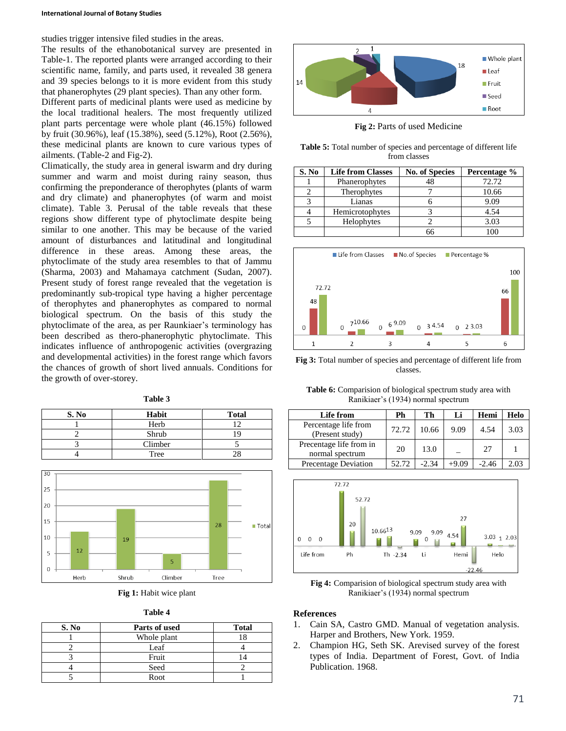studies trigger intensive filed studies in the areas.

The results of the ethanobotanical survey are presented in Table-1. The reported plants were arranged according to their scientific name, family, and parts used, it revealed 38 genera and 39 species belongs to it is more evident from this study that phanerophytes (29 plant species). Than any other form.

Different parts of medicinal plants were used as medicine by the local traditional healers. The most frequently utilized plant parts percentage were whole plant (46.15%) followed by fruit (30.96%), leaf (15.38%), seed (5.12%), Root (2.56%), these medicinal plants are known to cure various types of ailments. (Table-2 and Fig-2).

Climatically, the study area in general iswarm and dry during summer and warm and moist during rainy season, thus confirming the preponderance of therophytes (plants of warm and dry climate) and phanerophytes (of warm and moist climate). Table 3. Perusal of the table reveals that these regions show different type of phytoclimate despite being similar to one another. This may be because of the varied amount of disturbances and latitudinal and longitudinal difference in these areas. Among these areas, the phytoclimate of the study area resembles to that of Jammu (Sharma, 2003) and Mahamaya catchment (Sudan, 2007). Present study of forest range revealed that the vegetation is predominantly sub-tropical type having a higher percentage of therophytes and phanerophytes as compared to normal biological spectrum. On the basis of this study the phytoclimate of the area, as per Raunkiaer's terminology has been described as thero-phanerophytic phytoclimate. This indicates influence of anthropogenic activities (overgrazing and developmental activities) in the forest range which favors the chances of growth of short lived annuals. Conditions for the growth of over-storey.

**Table 3**

| S. No | Habit | Total |
|---|---|---|
| 1 | Herb | 12 |
| 2 | Shrub | 19 |
| 3 | Climber | 5 |
| 4 | Tree | 28 |

**Fig 1:** Habit wice plant

**Table 4**

| S. No | Parts of used | Total |
|---|---|---|
| 1 | Whole plant | 18 |
| 2 | Leaf | 4 |
| 3 | Fruit | 14 |
| 4 | Seed | 2 |
| 5 | Root | 1 |

**Fig 2:** Parts of used Medicine

**Table 5:** Total number of species and percentage of different life from classes

| S. No | Life from Classes | No. of Species | Percentage % |
|---|---|---|---|
| 1 | Phanerophytes | 48 | 72.72 |
| 2 | Therophytes | 7 | 10.66 |
| 3 | Lianas | 6 | 9.09 |
| 4 | Hemicrotophytes | 3 | 4.54 |
| 5 | Helophytes | 2 | 3.03 |
| | | 66 | 100 |

**Fig 3:** Total number of species and percentage of different life from classes.

**Table 6:** Comparision of biological spectrum study area with Ranikiaer's (1934) normal spectrum

| Life from | Ph | Th | Li | Hemi | Helo |
|---|---|---|---|---|---|
| Percentage life from (Present study) | 72.72 | 10.66 | 9.09 | 4.54 | 3.03 |
| Precentage life from in normal spectrum | 20 | 13.0 | _ | 27 | 1 |
| Precentage Deviation | 52.72 | -2.34 | +9.09 | -2.46 | 2.03 |

**Fig 4:** Comparision of biological spectrum study area with Ranikiaer's (1934) normal spectrum

## References

1. Cain SA, Castro GMD. Manual of vegetation analysis. Harper and Brothers, New York. 1959.
2. Champion HG, Seth SK. Arevised survey of the forest types of India. Department of Forest, Govt. of India Publication. 1968.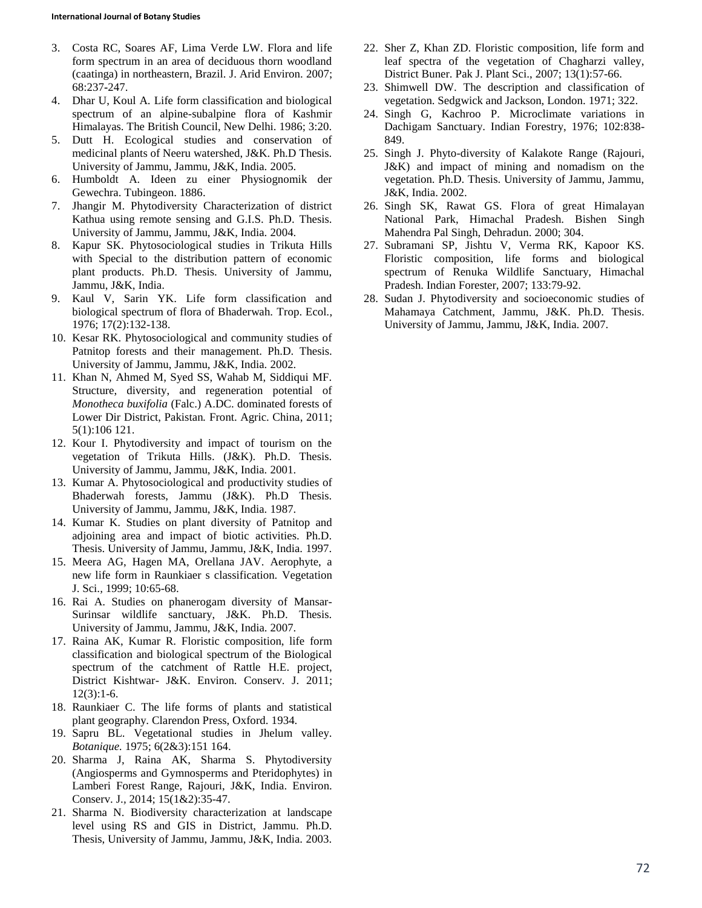3. Costa RC, Soares AF, Lima Verde LW. Flora and life form spectrum in an area of deciduous thorn woodland (caatinga) in northeastern, Brazil. J. Arid Environ. 2007; 68:237-247.
4. Dhar U, Koul A. Life form classification and biological spectrum of an alpine-subalpine flora of Kashmir Himalayas. The British Council, New Delhi. 1986; 3:20.
5. Dutt H. Ecological studies and conservation of medicinal plants of Neeru watershed, J&K. Ph.D Thesis. University of Jammu, Jammu, J&K, India. 2005.
6. Humboldt A. Ideen zu einer Physiognomik der Gewechra. Tubingeon. 1886.
7. Jhangir M. Phytodiversity Characterization of district Kathua using remote sensing and G.I.S. Ph.D. Thesis. University of Jammu, Jammu, J&K, India. 2004.
8. Kapur SK. Phytosociological studies in Trikuta Hills with Special to the distribution pattern of economic plant products. Ph.D. Thesis. University of Jammu, Jammu, J&K, India.
9. Kaul V, Sarin YK. Life form classification and biological spectrum of flora of Bhaderwah. Trop. Ecol., 1976; 17(2):132-138.
10. Kesar RK. Phytosociological and community studies of Patnitop forests and their management. Ph.D. Thesis. University of Jammu, Jammu, J&K, India. 2002.
11. Khan N, Ahmed M, Syed SS, Wahab M, Siddiqui MF. Structure, diversity, and regeneration potential of *Monotheca buxifolia* (Falc.) A.DC. dominated forests of Lower Dir District, Pakistan. Front. Agric. China, 2011; 5(1):106 121.
12. Kour I. Phytodiversity and impact of tourism on the vegetation of Trikuta Hills. (J&K). Ph.D. Thesis. University of Jammu, Jammu, J&K, India. 2001.
13. Kumar A. Phytosociological and productivity studies of Bhaderwah forests, Jammu (J&K). Ph.D Thesis. University of Jammu, Jammu, J&K, India. 1987.
14. Kumar K. Studies on plant diversity of Patnitop and adjoining area and impact of biotic activities. Ph.D. Thesis. University of Jammu, Jammu, J&K, India. 1997.
15. Meera AG, Hagen MA, Orellana JAV. Aerophyte, a new life form in Raunkiaer s classification. Vegetation J. Sci., 1999; 10:65-68.
16. Rai A. Studies on phanerogam diversity of Mansar-Surinsar wildlife sanctuary, J&K. Ph.D. Thesis. University of Jammu, Jammu, J&K, India. 2007.
17. Raina AK, Kumar R. Floristic composition, life form classification and biological spectrum of the Biological spectrum of the catchment of Rattle H.E. project, District Kishtwar- J&K. Environ. Conserv. J. 2011; 12(3):1-6.
18. Raunkiaer C. The life forms of plants and statistical plant geography. Clarendon Press, Oxford. 1934.
19. Sapru BL. Vegetational studies in Jhelum valley. *Botanique*. 1975; 6(2&3):151 164.
20. Sharma J, Raina AK, Sharma S. Phytodiversity (Angiosperms and Gymnosperms and Pteridophytes) in Lamberi Forest Range, Rajouri, J&K, India. Environ. Conserv. J., 2014; 15(1&2):35-47.
21. Sharma N. Biodiversity characterization at landscape level using RS and GIS in District, Jammu. Ph.D. Thesis, University of Jammu, Jammu, J&K, India. 2003.
22. Sher Z, Khan ZD. Floristic composition, life form and leaf spectra of the vegetation of Chagharzi valley, District Buner. Pak J. Plant Sci., 2007; 13(1):57-66.
23. Shimwell DW. The description and classification of vegetation. Sedgwick and Jackson, London. 1971; 322.
24. Singh G, Kachroo P. Microclimate variations in Dachigam Sanctuary. Indian Forestry, 1976; 102:838-849.
25. Singh J. Phyto-diversity of Kalakote Range (Rajouri, J&K) and impact of mining and nomadism on the vegetation. Ph.D. Thesis. University of Jammu, Jammu, J&K, India. 2002.
26. Singh SK, Rawat GS. Flora of great Himalayan National Park, Himachal Pradesh. Bishen Singh Mahendra Pal Singh, Dehradun. 2000; 304.
27. Subramani SP, Jishtu V, Verma RK, Kapoor KS. Floristic composition, life forms and biological spectrum of Renuka Wildlife Sanctuary, Himachal Pradesh. Indian Forester, 2007; 133:79-92.
28. Sudan J. Phytodiversity and socioeconomic studies of Mahamaya Catchment, Jammu, J&K. Ph.D. Thesis. University of Jammu, Jammu, J&K, India. 2007.